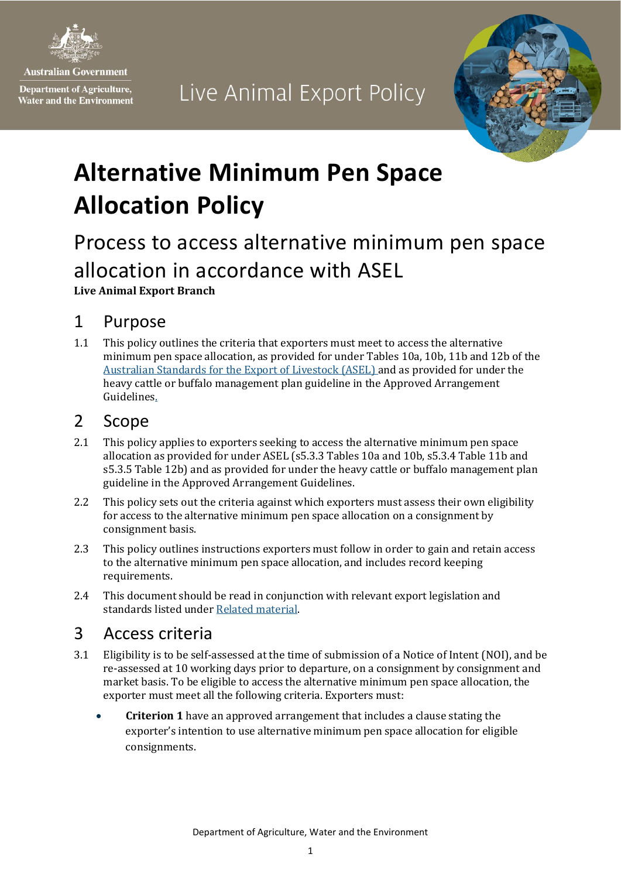Australian Government

Department of Agriculture, Water and the Environment

Live Animal Export Policy

# Alternative Minimum Pen Space Allocation Policy

## Process to access alternative minimum pen space allocation in accordance with ASEL

**Live Animal Export Branch**

## 1 Purpose

1.1 This policy outlines the criteria that exporters must meet to access the alternative minimum pen space allocation, as provided for under Tables 10a, 10b, 11b and 12b of the Australian Standards for the Export of Livestock (ASEL) and as provided for under the heavy cattle or buffalo management plan guideline in the Approved Arrangement Guidelines.

## 2 Scope

2.1 This policy applies to exporters seeking to access the alternative minimum pen space allocation as provided for under ASEL (s5.3.3 Tables 10a and 10b, s5.3.4 Table 11b and s5.3.5 Table 12b) and as provided for under the heavy cattle or buffalo management plan guideline in the Approved Arrangement Guidelines.

2.2 This policy sets out the criteria against which exporters must assess their own eligibility for access to the alternative minimum pen space allocation on a consignment by consignment basis.

2.3 This policy outlines instructions exporters must follow in order to gain and retain access to the alternative minimum pen space allocation, and includes record keeping requirements.

2.4 This document should be read in conjunction with relevant export legislation and standards listed under Related material.

## 3 Access criteria

3.1 Eligibility is to be self-assessed at the time of submission of a Notice of Intent (NOI), and be re-assessed at 10 working days prior to departure, on a consignment by consignment and market basis. To be eligible to access the alternative minimum pen space allocation, the exporter must meet all the following criteria. Exporters must:

- **Criterion 1** have an approved arrangement that includes a clause stating the exporter's intention to use alternative minimum pen space allocation for eligible consignments.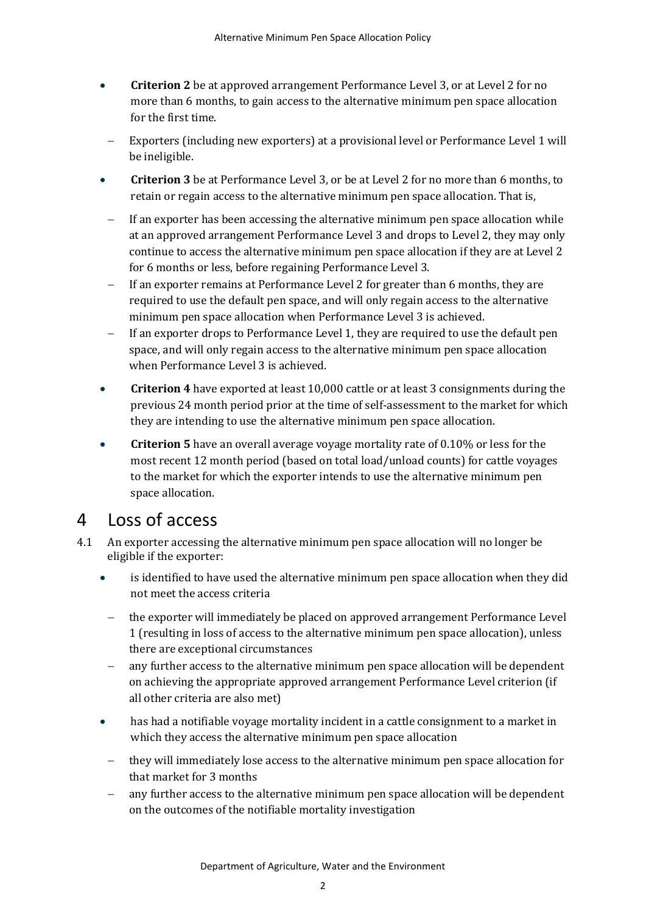- **Criterion 2** be at approved arrangement Performance Level 3, or at Level 2 for no more than 6 months, to gain access to the alternative minimum pen space allocation for the first time.
  - Exporters (including new exporters) at a provisional level or Performance Level 1 will be ineligible.
- **Criterion 3** be at Performance Level 3, or be at Level 2 for no more than 6 months, to retain or regain access to the alternative minimum pen space allocation. That is,
  - If an exporter has been accessing the alternative minimum pen space allocation while at an approved arrangement Performance Level 3 and drops to Level 2, they may only continue to access the alternative minimum pen space allocation if they are at Level 2 for 6 months or less, before regaining Performance Level 3.
  - If an exporter remains at Performance Level 2 for greater than 6 months, they are required to use the default pen space, and will only regain access to the alternative minimum pen space allocation when Performance Level 3 is achieved.
  - If an exporter drops to Performance Level 1, they are required to use the default pen space, and will only regain access to the alternative minimum pen space allocation when Performance Level 3 is achieved.
- **Criterion 4** have exported at least 10,000 cattle or at least 3 consignments during the previous 24 month period prior at the time of self-assessment to the market for which they are intending to use the alternative minimum pen space allocation.
- **Criterion 5** have an overall average voyage mortality rate of 0.10% or less for the most recent 12 month period (based on total load/unload counts) for cattle voyages to the market for which the exporter intends to use the alternative minimum pen space allocation.

# 4 Loss of access

4.1 An exporter accessing the alternative minimum pen space allocation will no longer be eligible if the exporter:

- is identified to have used the alternative minimum pen space allocation when they did not meet the access criteria
  - the exporter will immediately be placed on approved arrangement Performance Level 1 (resulting in loss of access to the alternative minimum pen space allocation), unless there are exceptional circumstances
  - any further access to the alternative minimum pen space allocation will be dependent on achieving the appropriate approved arrangement Performance Level criterion (if all other criteria are also met)
- has had a notifiable voyage mortality incident in a cattle consignment to a market in which they access the alternative minimum pen space allocation
  - they will immediately lose access to the alternative minimum pen space allocation for that market for 3 months
  - any further access to the alternative minimum pen space allocation will be dependent on the outcomes of the notifiable mortality investigation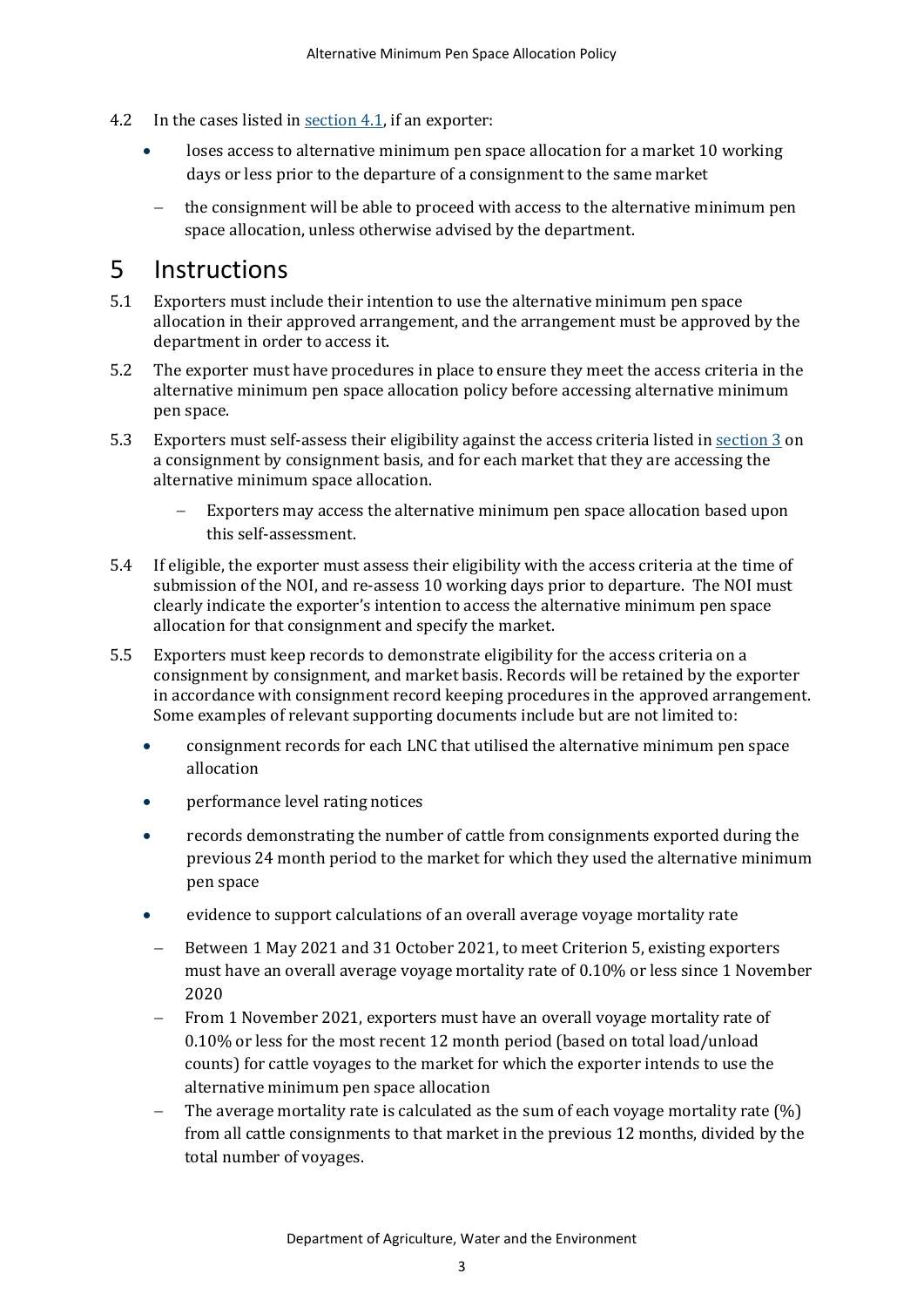4.2 In the cases listed in section 4.1, if an exporter:

- loses access to alternative minimum pen space allocation for a market 10 working days or less prior to the departure of a consignment to the same market
  - the consignment will be able to proceed with access to the alternative minimum pen space allocation, unless otherwise advised by the department.

# 5 Instructions

5.1 Exporters must include their intention to use the alternative minimum pen space allocation in their approved arrangement, and the arrangement must be approved by the department in order to access it.

5.2 The exporter must have procedures in place to ensure they meet the access criteria in the alternative minimum pen space allocation policy before accessing alternative minimum pen space.

5.3 Exporters must self-assess their eligibility against the access criteria listed in section 3 on a consignment by consignment basis, and for each market that they are accessing the alternative minimum space allocation.

- Exporters may access the alternative minimum pen space allocation based upon this self-assessment.

5.4 If eligible, the exporter must assess their eligibility with the access criteria at the time of submission of the NOI, and re-assess 10 working days prior to departure. The NOI must clearly indicate the exporter's intention to access the alternative minimum pen space allocation for that consignment and specify the market.

5.5 Exporters must keep records to demonstrate eligibility for the access criteria on a consignment by consignment, and market basis. Records will be retained by the exporter in accordance with consignment record keeping procedures in the approved arrangement. Some examples of relevant supporting documents include but are not limited to:

- consignment records for each LNC that utilised the alternative minimum pen space allocation
- performance level rating notices
- records demonstrating the number of cattle from consignments exported during the previous 24 month period to the market for which they used the alternative minimum pen space
- evidence to support calculations of an overall average voyage mortality rate
  - Between 1 May 2021 and 31 October 2021, to meet Criterion 5, existing exporters must have an overall average voyage mortality rate of 0.10% or less since 1 November 2020
  - From 1 November 2021, exporters must have an overall voyage mortality rate of 0.10% or less for the most recent 12 month period (based on total load/unload counts) for cattle voyages to the market for which the exporter intends to use the alternative minimum pen space allocation
  - The average mortality rate is calculated as the sum of each voyage mortality rate (%) from all cattle consignments to that market in the previous 12 months, divided by the total number of voyages.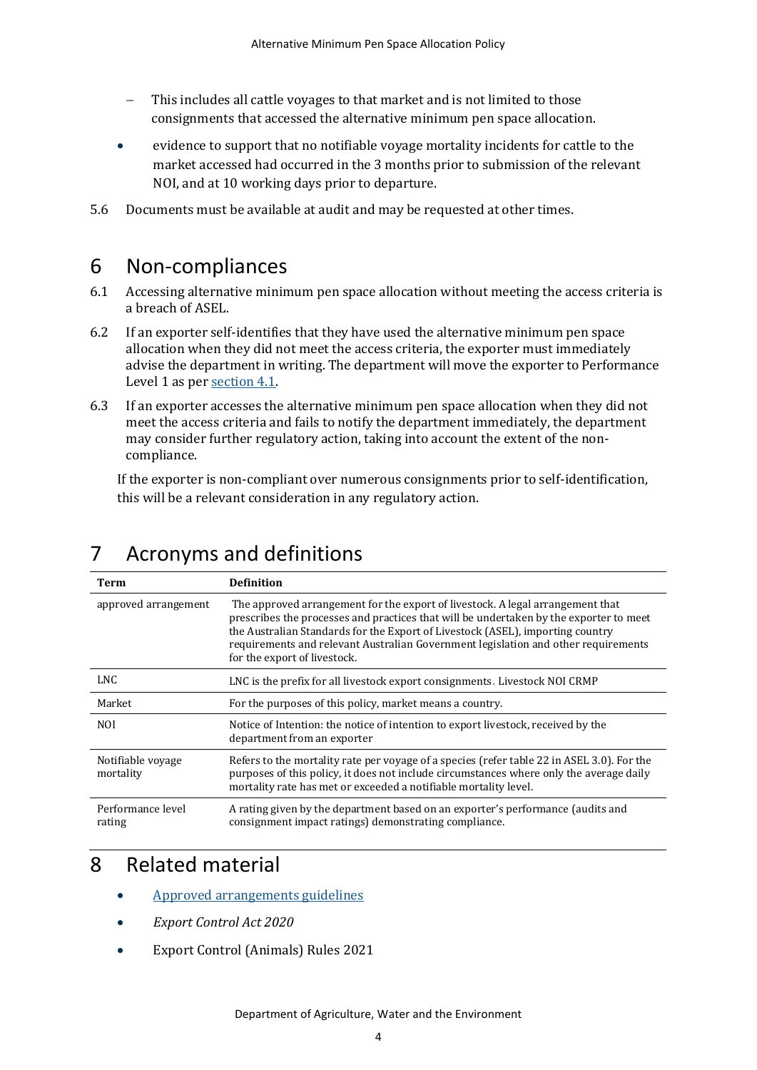- This includes all cattle voyages to that market and is not limited to those consignments that accessed the alternative minimum pen space allocation.
- evidence to support that no notifiable voyage mortality incidents for cattle to the market accessed had occurred in the 3 months prior to submission of the relevant NOI, and at 10 working days prior to departure.

5.6 Documents must be available at audit and may be requested at other times.

# 6 Non-compliances

6.1 Accessing alternative minimum pen space allocation without meeting the access criteria is a breach of ASEL.

6.2 If an exporter self-identifies that they have used the alternative minimum pen space allocation when they did not meet the access criteria, the exporter must immediately advise the department in writing. The department will move the exporter to Performance Level 1 as per [section 4.1](#).

6.3 If an exporter accesses the alternative minimum pen space allocation when they did not meet the access criteria and fails to notify the department immediately, the department may consider further regulatory action, taking into account the extent of the non-compliance.

If the exporter is non-compliant over numerous consignments prior to self-identification, this will be a relevant consideration in any regulatory action.

# 7 Acronyms and definitions

| Term | Definition |
|---|---|
| approved arrangement | The approved arrangement for the export of livestock. A legal arrangement that prescribes the processes and practices that will be undertaken by the exporter to meet the Australian Standards for the Export of Livestock (ASEL), importing country requirements and relevant Australian Government legislation and other requirements for the export of livestock. |
| LNC | LNC is the prefix for all livestock export consignments. Livestock NOI CRMP |
| Market | For the purposes of this policy, market means a country. |
| NOI | Notice of Intention: the notice of intention to export livestock, received by the department from an exporter |
| Notifiable voyage mortality | Refers to the mortality rate per voyage of a species (refer table 22 in ASEL 3.0). For the purposes of this policy, it does not include circumstances where only the average daily mortality rate has met or exceeded a notifiable mortality level. |
| Performance level rating | A rating given by the department based on an exporter's performance (audits and consignment impact ratings) demonstrating compliance. |

# 8 Related material

- [Approved arrangements guidelines](#)
- *Export Control Act 2020*
- Export Control (Animals) Rules 2021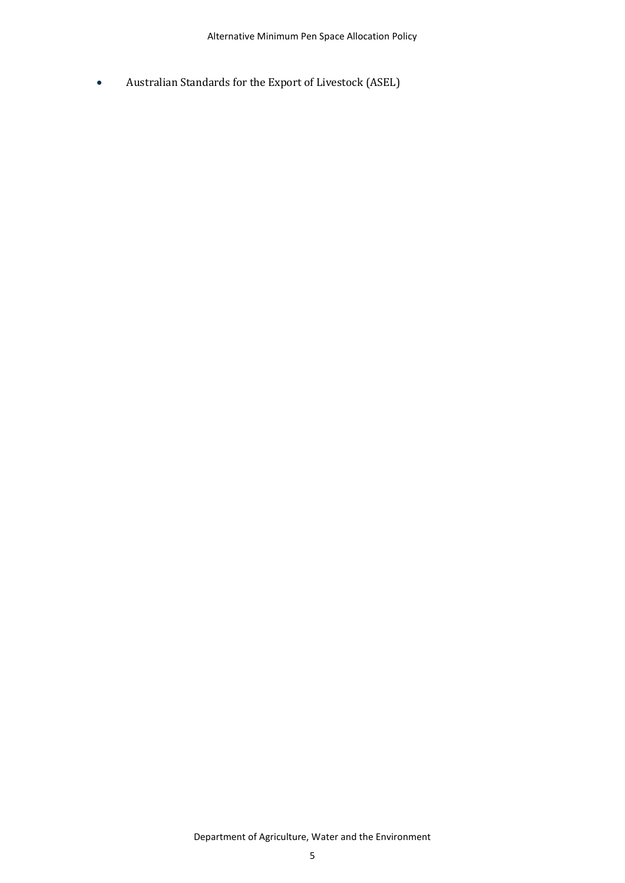- Australian Standards for the Export of Livestock (ASEL)